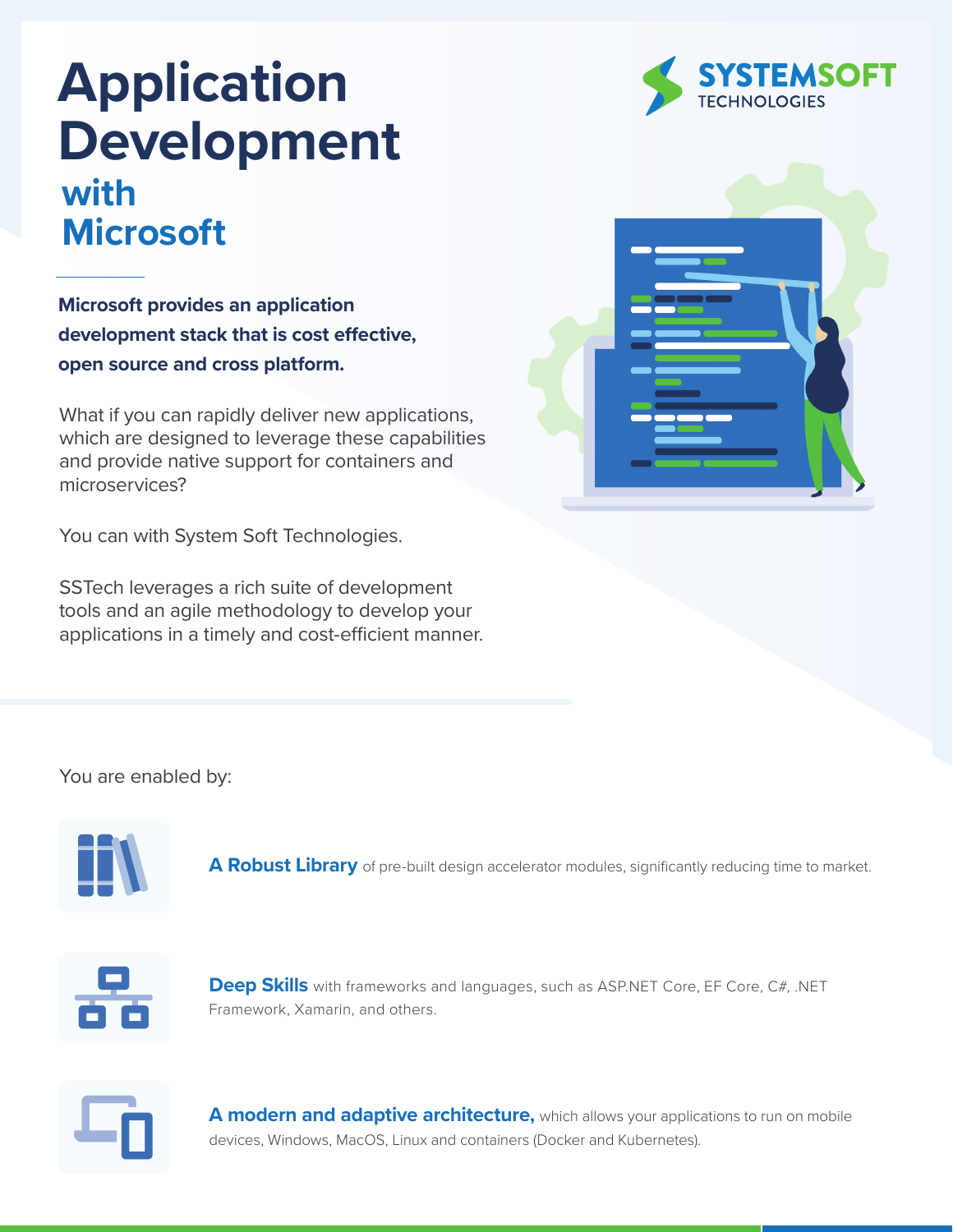# Application Development with Microsoft

SYSTEMSOFT TECHNOLOGIES

**Microsoft provides an application development stack that is cost effective, open source and cross platform.**

What if you can rapidly deliver new applications, which are designed to leverage these capabilities and provide native support for containers and microservices?

You can with System Soft Technologies.

SSTech leverages a rich suite of development tools and an agile methodology to develop your applications in a timely and cost-efficient manner.

You are enabled by:

**A Robust Library** of pre-built design accelerator modules, significantly reducing time to market.

**Deep Skills** with frameworks and languages, such as ASP.NET Core, EF Core, C#, .NET Framework, Xamarin, and others.

**A modern and adaptive architecture,** which allows your applications to run on mobile devices, Windows, MacOS, Linux and containers (Docker and Kubernetes).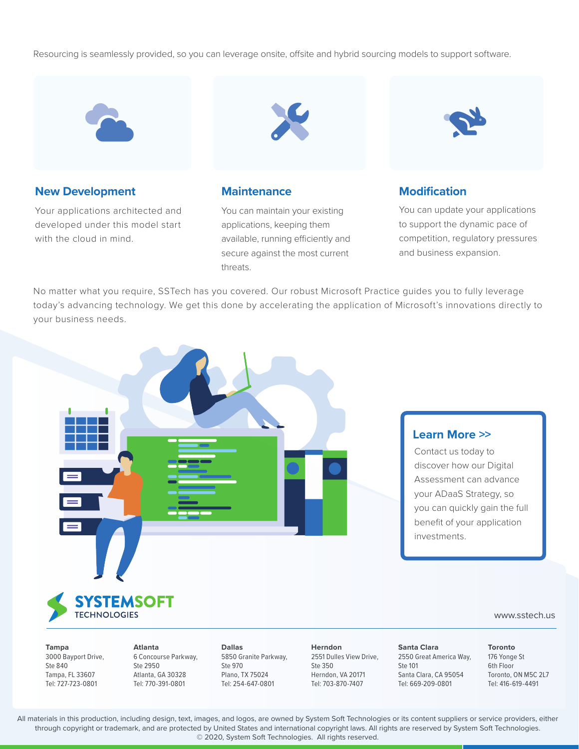Resourcing is seamlessly provided, so you can leverage onsite, offsite and hybrid sourcing models to support software.

### New Development

Your applications architected and developed under this model start with the cloud in mind.

### Maintenance

You can maintain your existing applications, keeping them available, running efficiently and secure against the most current threats.

### Modification

You can update your applications to support the dynamic pace of competition, regulatory pressures and business expansion.

No matter what you require, SSTech has you covered. Our robust Microsoft Practice guides you to fully leverage today's advancing technology. We get this done by accelerating the application of Microsoft's innovations directly to your business needs.

### Learn More >>

Contact us today to discover how our Digital Assessment can advance your ADaaS Strategy, so you can quickly gain the full benefit of your application investments.

**SYSTEMSOFT** TECHNOLOGIES

www.sstech.us

**Tampa**
3000 Bayport Drive,
Ste 840
Tampa, FL 33607
Tel: 727-723-0801

**Atlanta**
6 Concourse Parkway,
Ste 2950
Atlanta, GA 30328
Tel: 770-391-0801

**Dallas**
5850 Granite Parkway,
Ste 970
Plano, TX 75024
Tel: 254-647-0801

**Herndon**
2551 Dulles View Drive,
Ste 350
Herndon, VA 20171
Tel: 703-870-7407

**Santa Clara**
2550 Great America Way,
Ste 101
Santa Clara, CA 95054
Tel: 669-209-0801

**Toronto**
176 Yonge St
6th Floor
Toronto, ON M5C 2L7
Tel: 416-619-4491

All materials in this production, including design, text, images, and logos, are owned by System Soft Technologies or its content suppliers or service providers, either through copyright or trademark, and are protected by United States and international copyright laws. All rights are reserved by System Soft Technologies.
© 2020, System Soft Technologies. All rights reserved.